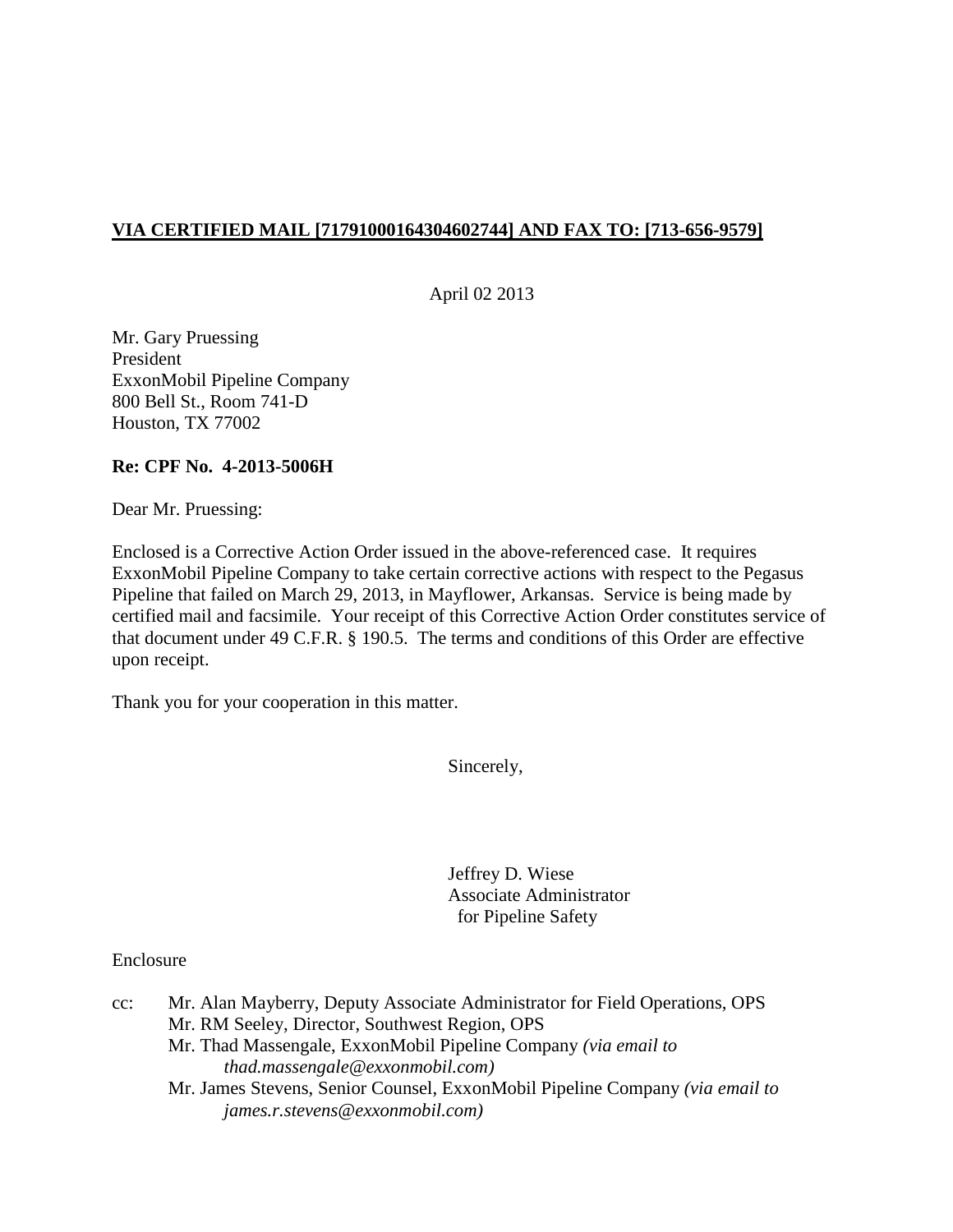**VIA CERTIFIED MAIL [71791000164304602744] AND FAX TO: [713-656-9579]**

April 02 2013

Mr. Gary Pruessing
President
ExxonMobil Pipeline Company
800 Bell St., Room 741-D
Houston, TX 77002

**Re: CPF No. 4-2013-5006H**

Dear Mr. Pruessing:

Enclosed is a Corrective Action Order issued in the above-referenced case. It requires ExxonMobil Pipeline Company to take certain corrective actions with respect to the Pegasus Pipeline that failed on March 29, 2013, in Mayflower, Arkansas. Service is being made by certified mail and facsimile. Your receipt of this Corrective Action Order constitutes service of that document under 49 C.F.R. § 190.5. The terms and conditions of this Order are effective upon receipt.

Thank you for your cooperation in this matter.

Sincerely,

Jeffrey D. Wiese
Associate Administrator
for Pipeline Safety

Enclosure

cc: Mr. Alan Mayberry, Deputy Associate Administrator for Field Operations, OPS
Mr. RM Seeley, Director, Southwest Region, OPS
Mr. Thad Massengale, ExxonMobil Pipeline Company *(via email to thad.massengale@exxonmobil.com)*
Mr. James Stevens, Senior Counsel, ExxonMobil Pipeline Company *(via email to james.r.stevens@exxonmobil.com)*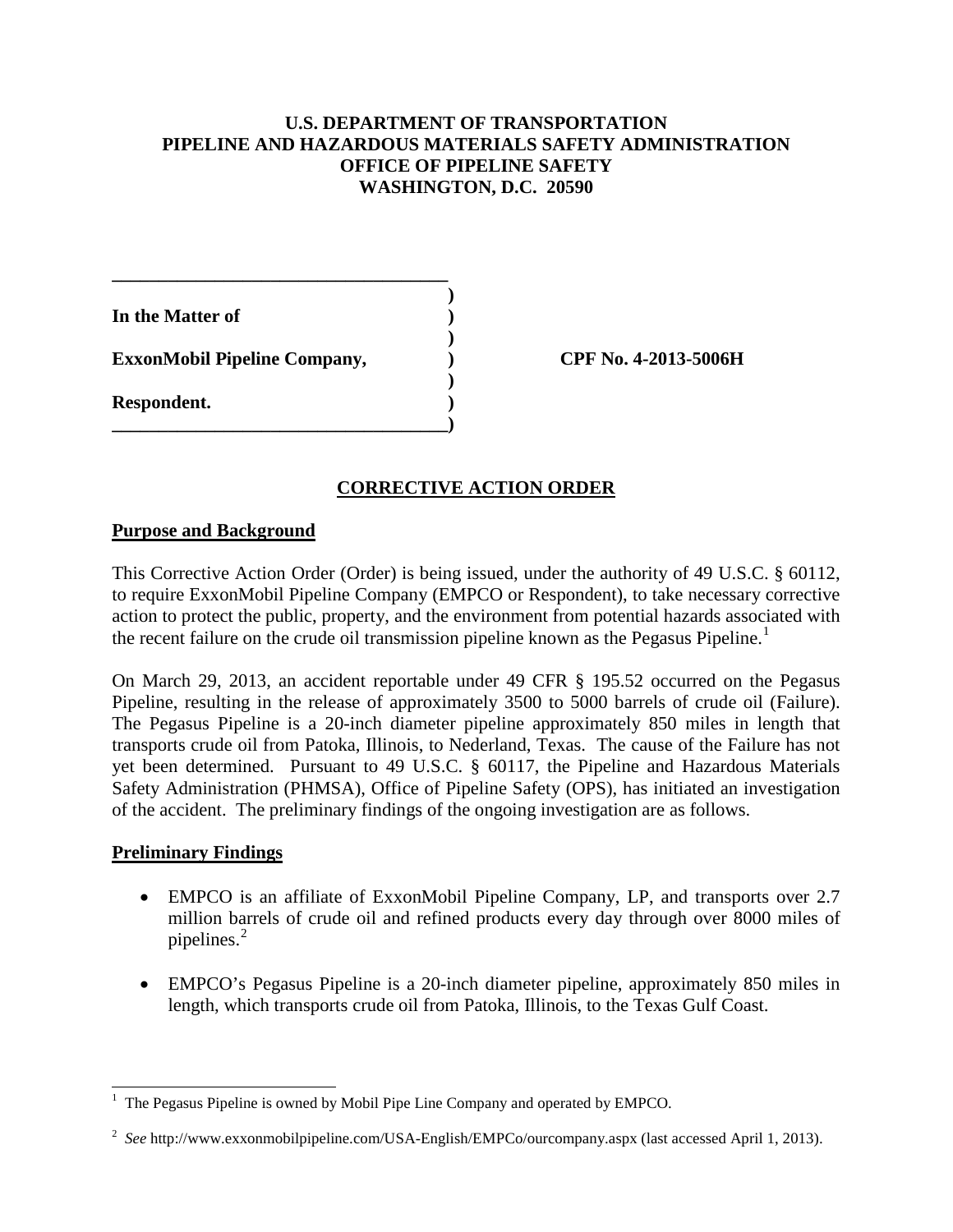**U.S. DEPARTMENT OF TRANSPORTATION**
**PIPELINE AND HAZARDOUS MATERIALS SAFETY ADMINISTRATION**
**OFFICE OF PIPELINE SAFETY**
**WASHINGTON, D.C. 20590**

| | |
|---|---|
| **In the Matter of** | |
| **ExxonMobil Pipeline Company,** | **CPF No. 4-2013-5006H** |
| **Respondent.** | |

## CORRECTIVE ACTION ORDER

### Purpose and Background

This Corrective Action Order (Order) is being issued, under the authority of 49 U.S.C. § 60112, to require ExxonMobil Pipeline Company (EMPCO or Respondent), to take necessary corrective action to protect the public, property, and the environment from potential hazards associated with the recent failure on the crude oil transmission pipeline known as the Pegasus Pipeline.[1]

On March 29, 2013, an accident reportable under 49 CFR § 195.52 occurred on the Pegasus Pipeline, resulting in the release of approximately 3500 to 5000 barrels of crude oil (Failure). The Pegasus Pipeline is a 20-inch diameter pipeline approximately 850 miles in length that transports crude oil from Patoka, Illinois, to Nederland, Texas. The cause of the Failure has not yet been determined. Pursuant to 49 U.S.C. § 60117, the Pipeline and Hazardous Materials Safety Administration (PHMSA), Office of Pipeline Safety (OPS), has initiated an investigation of the accident. The preliminary findings of the ongoing investigation are as follows.

### Preliminary Findings

- EMPCO is an affiliate of ExxonMobil Pipeline Company, LP, and transports over 2.7 million barrels of crude oil and refined products every day through over 8000 miles of pipelines.[2]
- EMPCO's Pegasus Pipeline is a 20-inch diameter pipeline, approximately 850 miles in length, which transports crude oil from Patoka, Illinois, to the Texas Gulf Coast.

---

[1] The Pegasus Pipeline is owned by Mobil Pipe Line Company and operated by EMPCO.

[2] *See* http://www.exxonmobilpipeline.com/USA-English/EMPCo/ourcompany.aspx (last accessed April 1, 2013).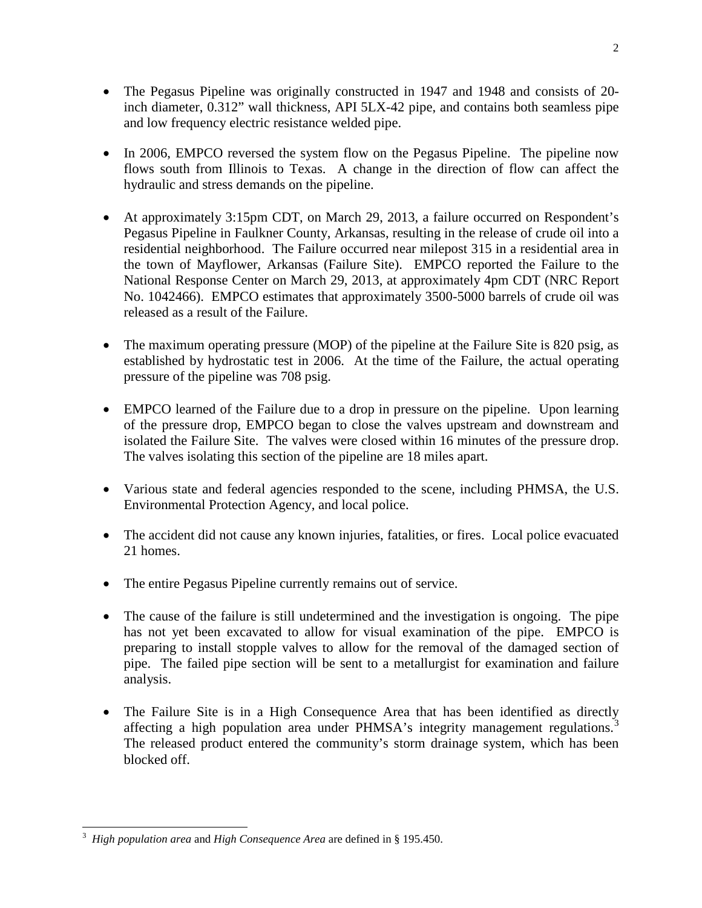- The Pegasus Pipeline was originally constructed in 1947 and 1948 and consists of 20-inch diameter, 0.312" wall thickness, API 5LX-42 pipe, and contains both seamless pipe and low frequency electric resistance welded pipe.

- In 2006, EMPCO reversed the system flow on the Pegasus Pipeline. The pipeline now flows south from Illinois to Texas. A change in the direction of flow can affect the hydraulic and stress demands on the pipeline.

- At approximately 3:15pm CDT, on March 29, 2013, a failure occurred on Respondent's Pegasus Pipeline in Faulkner County, Arkansas, resulting in the release of crude oil into a residential neighborhood. The Failure occurred near milepost 315 in a residential area in the town of Mayflower, Arkansas (Failure Site). EMPCO reported the Failure to the National Response Center on March 29, 2013, at approximately 4pm CDT (NRC Report No. 1042466). EMPCO estimates that approximately 3500-5000 barrels of crude oil was released as a result of the Failure.

- The maximum operating pressure (MOP) of the pipeline at the Failure Site is 820 psig, as established by hydrostatic test in 2006. At the time of the Failure, the actual operating pressure of the pipeline was 708 psig.

- EMPCO learned of the Failure due to a drop in pressure on the pipeline. Upon learning of the pressure drop, EMPCO began to close the valves upstream and downstream and isolated the Failure Site. The valves were closed within 16 minutes of the pressure drop. The valves isolating this section of the pipeline are 18 miles apart.

- Various state and federal agencies responded to the scene, including PHMSA, the U.S. Environmental Protection Agency, and local police.

- The accident did not cause any known injuries, fatalities, or fires. Local police evacuated 21 homes.

- The entire Pegasus Pipeline currently remains out of service.

- The cause of the failure is still undetermined and the investigation is ongoing. The pipe has not yet been excavated to allow for visual examination of the pipe. EMPCO is preparing to install stopple valves to allow for the removal of the damaged section of pipe. The failed pipe section will be sent to a metallurgist for examination and failure analysis.

- The Failure Site is in a High Consequence Area that has been identified as directly affecting a high population area under PHMSA's integrity management regulations.[3] The released product entered the community's storm drainage system, which has been blocked off.

[3] *High population area* and *High Consequence Area* are defined in § 195.450.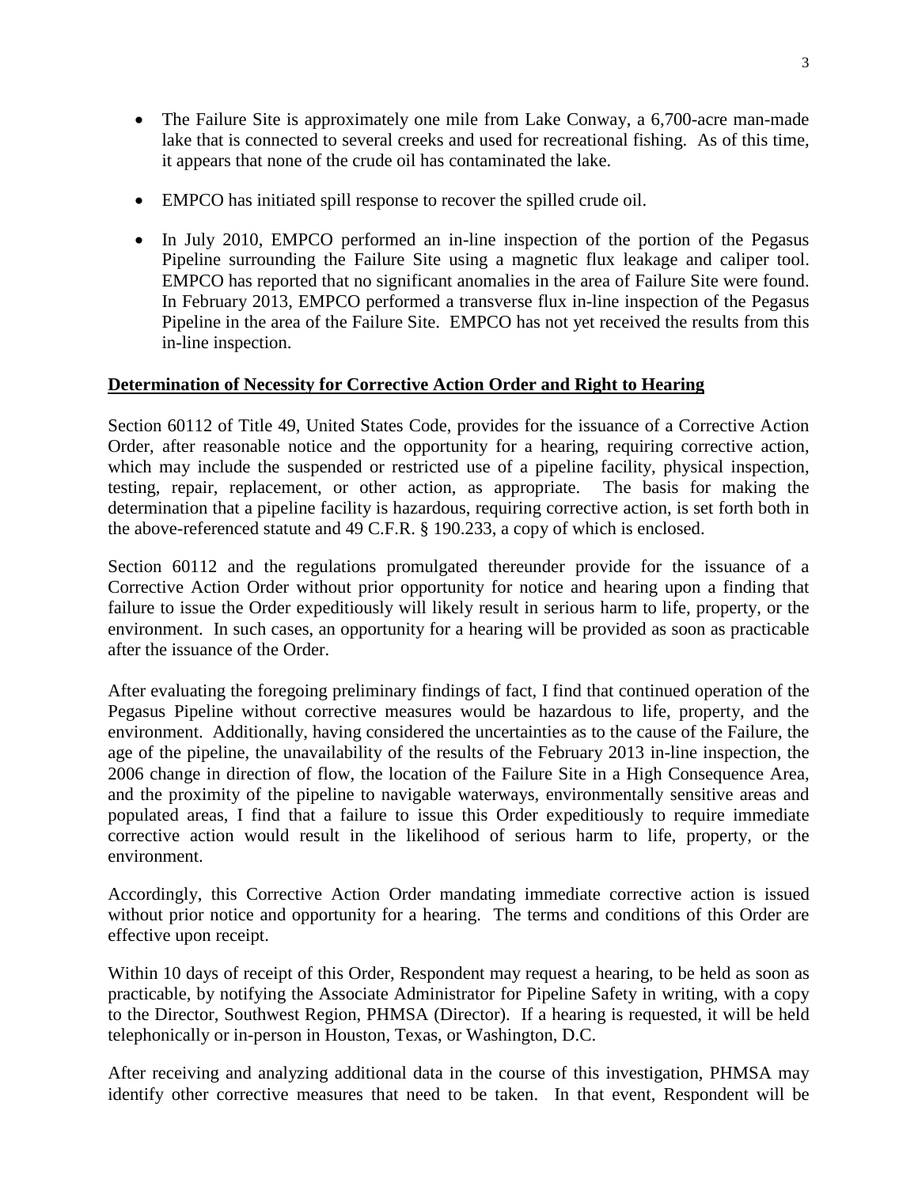- The Failure Site is approximately one mile from Lake Conway, a 6,700-acre man-made lake that is connected to several creeks and used for recreational fishing. As of this time, it appears that none of the crude oil has contaminated the lake.

- EMPCO has initiated spill response to recover the spilled crude oil.

- In July 2010, EMPCO performed an in-line inspection of the portion of the Pegasus Pipeline surrounding the Failure Site using a magnetic flux leakage and caliper tool. EMPCO has reported that no significant anomalies in the area of Failure Site were found. In February 2013, EMPCO performed a transverse flux in-line inspection of the Pegasus Pipeline in the area of the Failure Site. EMPCO has not yet received the results from this in-line inspection.

**Determination of Necessity for Corrective Action Order and Right to Hearing**

Section 60112 of Title 49, United States Code, provides for the issuance of a Corrective Action Order, after reasonable notice and the opportunity for a hearing, requiring corrective action, which may include the suspended or restricted use of a pipeline facility, physical inspection, testing, repair, replacement, or other action, as appropriate. The basis for making the determination that a pipeline facility is hazardous, requiring corrective action, is set forth both in the above-referenced statute and 49 C.F.R. § 190.233, a copy of which is enclosed.

Section 60112 and the regulations promulgated thereunder provide for the issuance of a Corrective Action Order without prior opportunity for notice and hearing upon a finding that failure to issue the Order expeditiously will likely result in serious harm to life, property, or the environment. In such cases, an opportunity for a hearing will be provided as soon as practicable after the issuance of the Order.

After evaluating the foregoing preliminary findings of fact, I find that continued operation of the Pegasus Pipeline without corrective measures would be hazardous to life, property, and the environment. Additionally, having considered the uncertainties as to the cause of the Failure, the age of the pipeline, the unavailability of the results of the February 2013 in-line inspection, the 2006 change in direction of flow, the location of the Failure Site in a High Consequence Area, and the proximity of the pipeline to navigable waterways, environmentally sensitive areas and populated areas, I find that a failure to issue this Order expeditiously to require immediate corrective action would result in the likelihood of serious harm to life, property, or the environment.

Accordingly, this Corrective Action Order mandating immediate corrective action is issued without prior notice and opportunity for a hearing. The terms and conditions of this Order are effective upon receipt.

Within 10 days of receipt of this Order, Respondent may request a hearing, to be held as soon as practicable, by notifying the Associate Administrator for Pipeline Safety in writing, with a copy to the Director, Southwest Region, PHMSA (Director). If a hearing is requested, it will be held telephonically or in-person in Houston, Texas, or Washington, D.C.

After receiving and analyzing additional data in the course of this investigation, PHMSA may identify other corrective measures that need to be taken. In that event, Respondent will be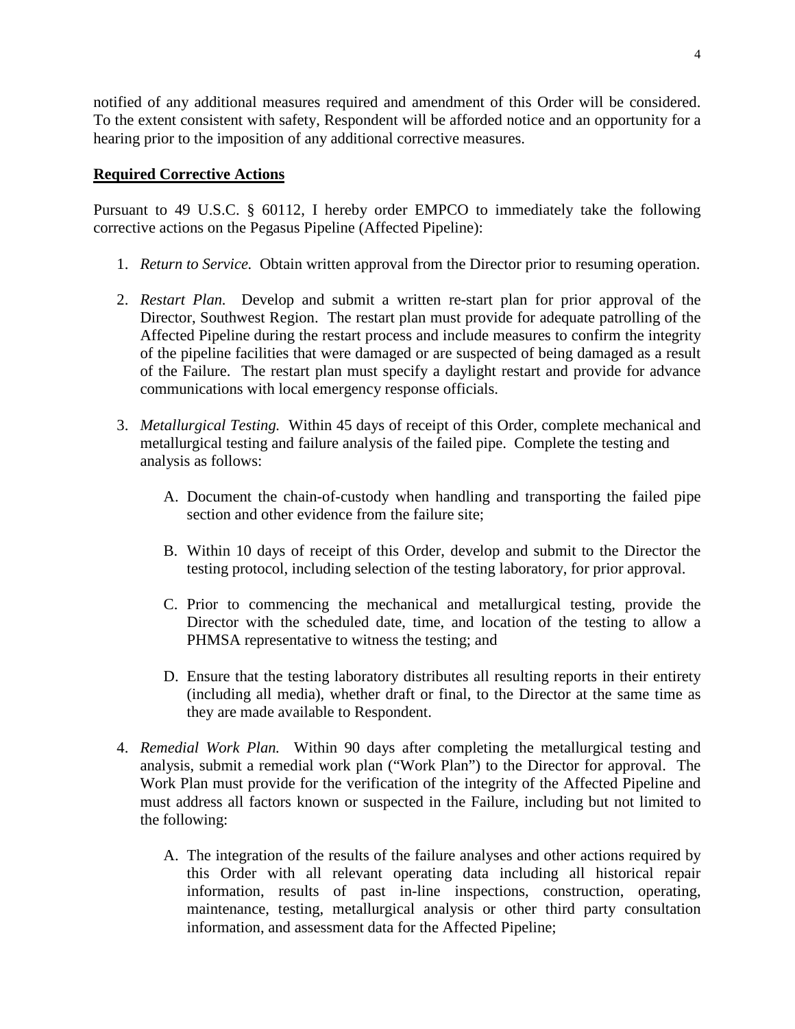notified of any additional measures required and amendment of this Order will be considered. To the extent consistent with safety, Respondent will be afforded notice and an opportunity for a hearing prior to the imposition of any additional corrective measures.

## Required Corrective Actions

Pursuant to 49 U.S.C. § 60112, I hereby order EMPCO to immediately take the following corrective actions on the Pegasus Pipeline (Affected Pipeline):

1. *Return to Service.* Obtain written approval from the Director prior to resuming operation.

2. *Restart Plan.* Develop and submit a written re-start plan for prior approval of the Director, Southwest Region. The restart plan must provide for adequate patrolling of the Affected Pipeline during the restart process and include measures to confirm the integrity of the pipeline facilities that were damaged or are suspected of being damaged as a result of the Failure. The restart plan must specify a daylight restart and provide for advance communications with local emergency response officials.

3. *Metallurgical Testing.* Within 45 days of receipt of this Order, complete mechanical and metallurgical testing and failure analysis of the failed pipe. Complete the testing and analysis as follows:

   A. Document the chain-of-custody when handling and transporting the failed pipe section and other evidence from the failure site;

   B. Within 10 days of receipt of this Order, develop and submit to the Director the testing protocol, including selection of the testing laboratory, for prior approval.

   C. Prior to commencing the mechanical and metallurgical testing, provide the Director with the scheduled date, time, and location of the testing to allow a PHMSA representative to witness the testing; and

   D. Ensure that the testing laboratory distributes all resulting reports in their entirety (including all media), whether draft or final, to the Director at the same time as they are made available to Respondent.

4. *Remedial Work Plan.* Within 90 days after completing the metallurgical testing and analysis, submit a remedial work plan ("Work Plan") to the Director for approval. The Work Plan must provide for the verification of the integrity of the Affected Pipeline and must address all factors known or suspected in the Failure, including but not limited to the following:

   A. The integration of the results of the failure analyses and other actions required by this Order with all relevant operating data including all historical repair information, results of past in-line inspections, construction, operating, maintenance, testing, metallurgical analysis or other third party consultation information, and assessment data for the Affected Pipeline;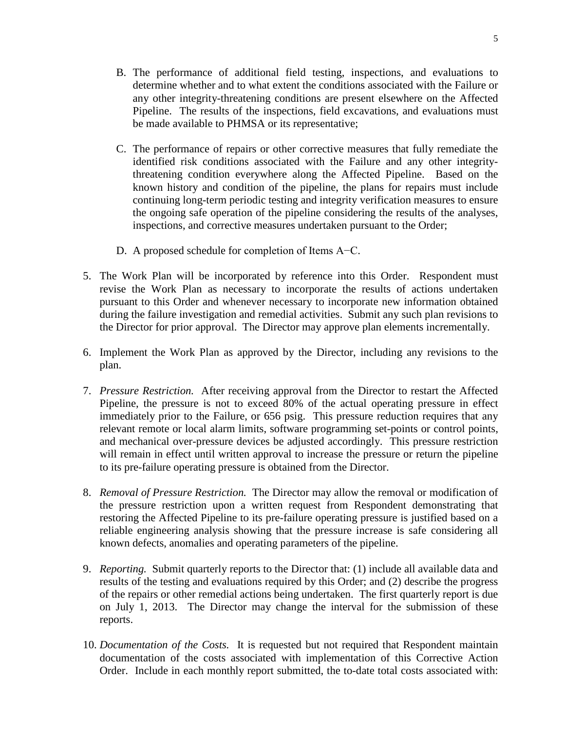B. The performance of additional field testing, inspections, and evaluations to determine whether and to what extent the conditions associated with the Failure or any other integrity-threatening conditions are present elsewhere on the Affected Pipeline. The results of the inspections, field excavations, and evaluations must be made available to PHMSA or its representative;

C. The performance of repairs or other corrective measures that fully remediate the identified risk conditions associated with the Failure and any other integrity-threatening condition everywhere along the Affected Pipeline. Based on the known history and condition of the pipeline, the plans for repairs must include continuing long-term periodic testing and integrity verification measures to ensure the ongoing safe operation of the pipeline considering the results of the analyses, inspections, and corrective measures undertaken pursuant to the Order;

D. A proposed schedule for completion of Items A−C.

5. The Work Plan will be incorporated by reference into this Order. Respondent must revise the Work Plan as necessary to incorporate the results of actions undertaken pursuant to this Order and whenever necessary to incorporate new information obtained during the failure investigation and remedial activities. Submit any such plan revisions to the Director for prior approval. The Director may approve plan elements incrementally.

6. Implement the Work Plan as approved by the Director, including any revisions to the plan.

7. *Pressure Restriction.* After receiving approval from the Director to restart the Affected Pipeline, the pressure is not to exceed 80% of the actual operating pressure in effect immediately prior to the Failure, or 656 psig. This pressure reduction requires that any relevant remote or local alarm limits, software programming set-points or control points, and mechanical over-pressure devices be adjusted accordingly. This pressure restriction will remain in effect until written approval to increase the pressure or return the pipeline to its pre-failure operating pressure is obtained from the Director.

8. *Removal of Pressure Restriction.* The Director may allow the removal or modification of the pressure restriction upon a written request from Respondent demonstrating that restoring the Affected Pipeline to its pre-failure operating pressure is justified based on a reliable engineering analysis showing that the pressure increase is safe considering all known defects, anomalies and operating parameters of the pipeline.

9. *Reporting.* Submit quarterly reports to the Director that: (1) include all available data and results of the testing and evaluations required by this Order; and (2) describe the progress of the repairs or other remedial actions being undertaken. The first quarterly report is due on July 1, 2013. The Director may change the interval for the submission of these reports.

10. *Documentation of the Costs.* It is requested but not required that Respondent maintain documentation of the costs associated with implementation of this Corrective Action Order. Include in each monthly report submitted, the to-date total costs associated with: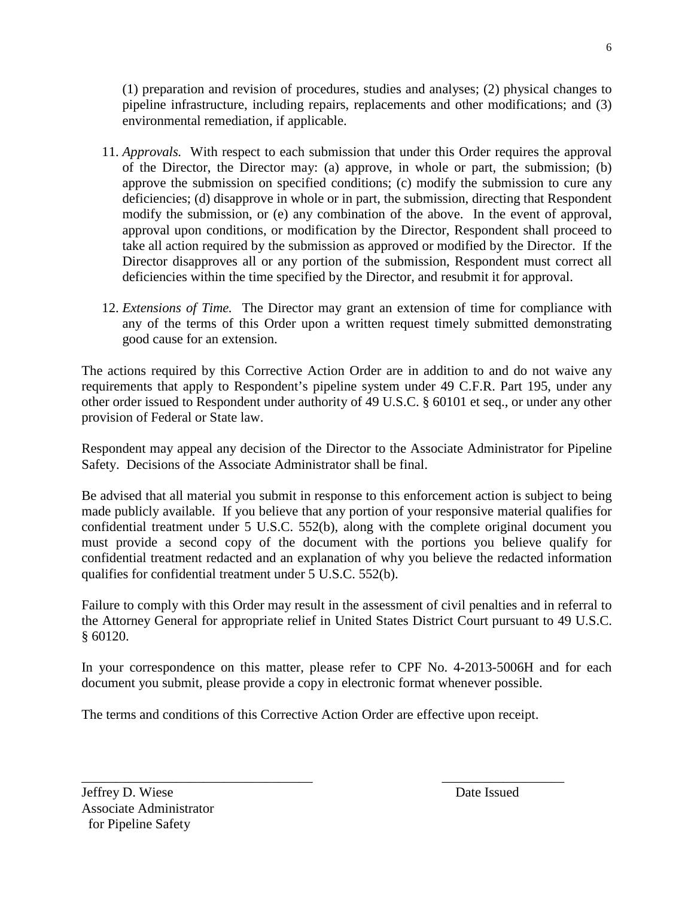(1) preparation and revision of procedures, studies and analyses; (2) physical changes to pipeline infrastructure, including repairs, replacements and other modifications; and (3) environmental remediation, if applicable.

11. *Approvals.* With respect to each submission that under this Order requires the approval of the Director, the Director may: (a) approve, in whole or part, the submission; (b) approve the submission on specified conditions; (c) modify the submission to cure any deficiencies; (d) disapprove in whole or in part, the submission, directing that Respondent modify the submission, or (e) any combination of the above. In the event of approval, approval upon conditions, or modification by the Director, Respondent shall proceed to take all action required by the submission as approved or modified by the Director. If the Director disapproves all or any portion of the submission, Respondent must correct all deficiencies within the time specified by the Director, and resubmit it for approval.

12. *Extensions of Time.* The Director may grant an extension of time for compliance with any of the terms of this Order upon a written request timely submitted demonstrating good cause for an extension.

The actions required by this Corrective Action Order are in addition to and do not waive any requirements that apply to Respondent's pipeline system under 49 C.F.R. Part 195, under any other order issued to Respondent under authority of 49 U.S.C. § 60101 et seq., or under any other provision of Federal or State law.

Respondent may appeal any decision of the Director to the Associate Administrator for Pipeline Safety. Decisions of the Associate Administrator shall be final.

Be advised that all material you submit in response to this enforcement action is subject to being made publicly available. If you believe that any portion of your responsive material qualifies for confidential treatment under 5 U.S.C. 552(b), along with the complete original document you must provide a second copy of the document with the portions you believe qualify for confidential treatment redacted and an explanation of why you believe the redacted information qualifies for confidential treatment under 5 U.S.C. 552(b).

Failure to comply with this Order may result in the assessment of civil penalties and in referral to the Attorney General for appropriate relief in United States District Court pursuant to 49 U.S.C. § 60120.

In your correspondence on this matter, please refer to CPF No. 4-2013-5006H and for each document you submit, please provide a copy in electronic format whenever possible.

The terms and conditions of this Corrective Action Order are effective upon receipt.

\_\_\_\_\_\_\_\_\_\_\_\_\_\_\_\_\_\_\_\_\_\_\_\_\_\_\_\_\_\_\_\_\_\_ \_\_\_\_\_\_\_\_\_\_\_\_\_\_\_\_\_\_

Jeffrey D. Wiese
Associate Administrator
for Pipeline Safety

Date Issued